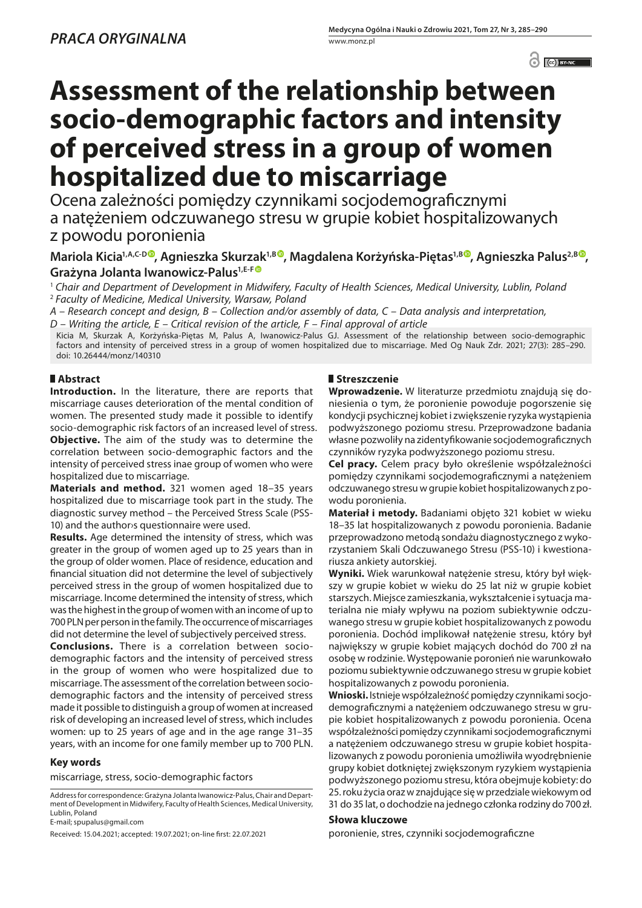*PRACA ORYGINALNA*

# Assessment of the relationship between socio-demographic factors and intensity of perceived stress in a group of women hospitalized due to miscarriage

Ocena zależności pomiędzy czynnikami socjodemograficznymi a natężeniem odczuwanego stresu w grupie kobiet hospitalizowanych z powodu poronienia

**Mariola Kicia[1,A,C-D], Agnieszka Skurzak[1,B], Magdalena Korżyńska-Piętas[1,B], Agnieszka Palus[2,B], Grażyna Jolanta Iwanowicz-Palus[1,E-F]**

[1] *Chair and Department of Development in Midwifery, Faculty of Health Sciences, Medical University, Lublin, Poland*
[2] *Faculty of Medicine, Medical University, Warsaw, Poland*

*A – Research concept and design, B – Collection and/or assembly of data, C – Data analysis and interpretation, D – Writing the article, E – Critical revision of the article, F – Final approval of article*

Kicia M, Skurzak A, Korżyńska-Piętas M, Palus A, Iwanowicz-Palus GJ. Assessment of the relationship between socio-demographic factors and intensity of perceived stress in a group of women hospitalized due to miscarriage. Med Og Nauk Zdr. 2021; 27(3): 285–290. doi: 10.26444/monz/140310

## Abstract

**Introduction.** In the literature, there are reports that miscarriage causes deterioration of the mental condition of women. The presented study made it possible to identify socio-demographic risk factors of an increased level of stress.

**Objective.** The aim of the study was to determine the correlation between socio-demographic factors and the intensity of perceived stress inae group of women who were hospitalized due to miscarriage.

**Materials and method.** 321 women aged 18–35 years hospitalized due to miscarriage took part in the study. The diagnostic survey method – the Perceived Stress Scale (PSS-10) and the author›s questionnaire were used.

**Results.** Age determined the intensity of stress, which was greater in the group of women aged up to 25 years than in the group of older women. Place of residence, education and financial situation did not determine the level of subjectively perceived stress in the group of women hospitalized due to miscarriage. Income determined the intensity of stress, which was the highest in the group of women with an income of up to 700 PLN per person in the family. The occurrence of miscarriages did not determine the level of subjectively perceived stress.

**Conclusions.** There is a correlation between socio-demographic factors and the intensity of perceived stress in the group of women who were hospitalized due to miscarriage. The assessment of the correlation between socio-demographic factors and the intensity of perceived stress made it possible to distinguish a group of women at increased risk of developing an increased level of stress, which includes women: up to 25 years of age and in the age range 31–35 years, with an income for one family member up to 700 PLN.

### Key words

miscarriage, stress, socio-demographic factors

## Streszczenie

**Wprowadzenie.** W literaturze przedmiotu znajdują się doniesienia o tym, że poronienie powoduje pogorszenie się kondycji psychicznej kobiet i zwiększenie ryzyka wystąpienia podwyższonego poziomu stresu. Przeprowadzone badania własne pozwoliły na zidentyfikowanie socjodemograficznych czynników ryzyka podwyższonego poziomu stresu.

**Cel pracy.** Celem pracy było określenie współzależności pomiędzy czynnikami socjodemograficznymi a natężeniem odczuwanego stresu w grupie kobiet hospitalizowanych z powodu poronienia.

**Materiał i metody.** Badaniami objęto 321 kobiet w wieku 18–35 lat hospitalizowanych z powodu poronienia. Badanie przeprowadzono metodą sondażu diagnostycznego z wykorzystaniem Skali Odczuwanego Stresu (PSS-10) i kwestionariusza ankiety autorskiej.

**Wyniki.** Wiek warunkował natężenie stresu, który był większy w grupie kobiet w wieku do 25 lat niż w grupie kobiet starszych. Miejsce zamieszkania, wykształcenie i sytuacja materialna nie miały wpływu na poziom subiektywnie odczuwanego stresu w grupie kobiet hospitalizowanych z powodu poronienia. Dochód implikował natężenie stresu, który był największy w grupie kobiet mających dochód do 700 zł na osobę w rodzinie. Występowanie poronień nie warunkowało poziomu subiektywnie odczuwanego stresu w grupie kobiet hospitalizowanych z powodu poronienia.

**Wnioski.** Istnieje współzależność pomiędzy czynnikami socjodemograficznymi a natężeniem odczuwanego stresu w grupie kobiet hospitalizowanych z powodu poronienia. Ocena współzależności pomiędzy czynnikami socjodemograficznymi a natężeniem odczuwanego stresu w grupie kobiet hospitalizowanych z powodu poronienia umożliwiła wyodrębnienie grupy kobiet dotkniętej zwiększonym ryzykiem wystąpienia podwyższonego poziomu stresu, która obejmuje kobiety: do 25. roku życia oraz w znajdujące się w przedziale wiekowym od 31 do 35 lat, o dochodzie na jednego członka rodziny do 700 zł.

### Słowa kluczowe

poronienie, stres, czynniki socjodemograficzne

Address for correspondence: Grażyna Jolanta Iwanowicz-Palus, Chair and Department of Development in Midwifery, Faculty of Health Sciences, Medical University, Lublin, Poland
E-mail; spupalus@gmail.com

Received: 15.04.2021; accepted: 19.07.2021; on-line first: 22.07.2021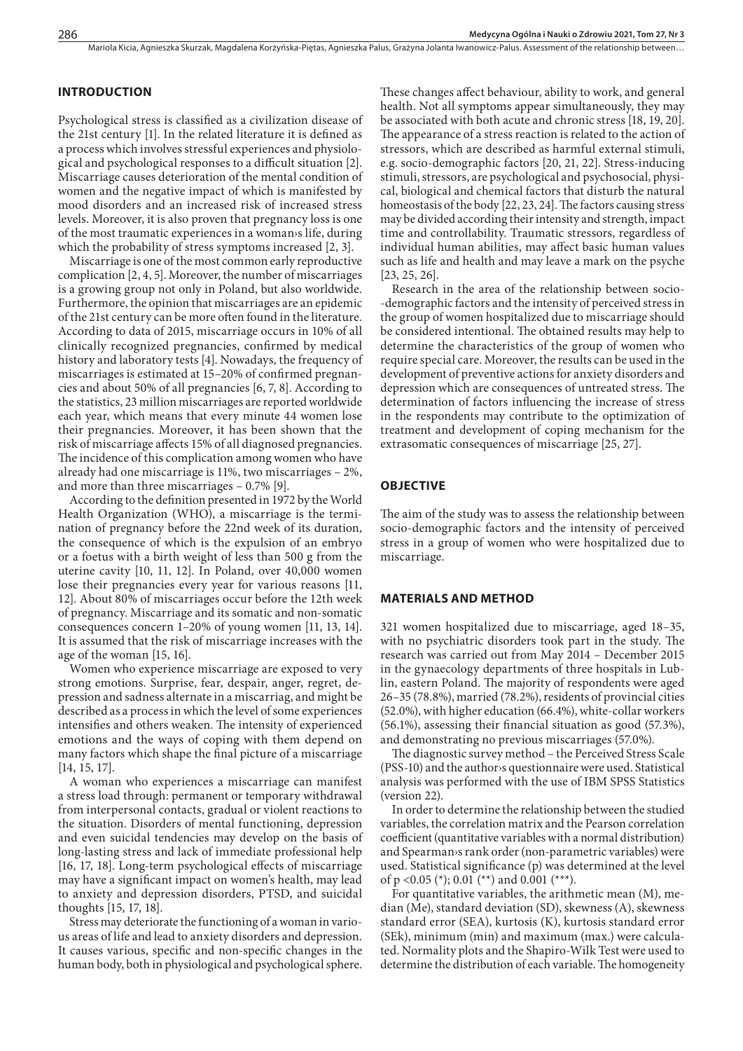## INTRODUCTION

Psychological stress is classified as a civilization disease of the 21st century [1]. In the related literature it is defined as a process which involves stressful experiences and physiological and psychological responses to a difficult situation [2]. Miscarriage causes deterioration of the mental condition of women and the negative impact of which is manifested by mood disorders and an increased risk of increased stress levels. Moreover, it is also proven that pregnancy loss is one of the most traumatic experiences in a woman›s life, during which the probability of stress symptoms increased [2, 3].

Miscarriage is one of the most common early reproductive complication [2, 4, 5]. Moreover, the number of miscarriages is a growing group not only in Poland, but also worldwide. Furthermore, the opinion that miscarriages are an epidemic of the 21st century can be more often found in the literature. According to data of 2015, miscarriage occurs in 10% of all clinically recognized pregnancies, confirmed by medical history and laboratory tests [4]. Nowadays, the frequency of miscarriages is estimated at 15–20% of confirmed pregnancies and about 50% of all pregnancies [6, 7, 8]. According to the statistics, 23 million miscarriages are reported worldwide each year, which means that every minute 44 women lose their pregnancies. Moreover, it has been shown that the risk of miscarriage affects 15% of all diagnosed pregnancies. The incidence of this complication among women who have already had one miscarriage is 11%, two miscarriages – 2%, and more than three miscarriages – 0.7% [9].

According to the definition presented in 1972 by the World Health Organization (WHO), a miscarriage is the termination of pregnancy before the 22nd week of its duration, the consequence of which is the expulsion of an embryo or a foetus with a birth weight of less than 500 g from the uterine cavity [10, 11, 12]. In Poland, over 40,000 women lose their pregnancies every year for various reasons [11, 12]. About 80% of miscarriages occur before the 12th week of pregnancy. Miscarriage and its somatic and non-somatic consequences concern 1–20% of young women [11, 13, 14]. It is assumed that the risk of miscarriage increases with the age of the woman [15, 16].

Women who experience miscarriage are exposed to very strong emotions. Surprise, fear, despair, anger, regret, depression and sadness alternate in a miscarriag, and might be described as a process in which the level of some experiences intensifies and others weaken. The intensity of experienced emotions and the ways of coping with them depend on many factors which shape the final picture of a miscarriage [14, 15, 17].

A woman who experiences a miscarriage can manifest a stress load through: permanent or temporary withdrawal from interpersonal contacts, gradual or violent reactions to the situation. Disorders of mental functioning, depression and even suicidal tendencies may develop on the basis of long-lasting stress and lack of immediate professional help [16, 17, 18]. Long-term psychological effects of miscarriage may have a significant impact on women's health, may lead to anxiety and depression disorders, PTSD, and suicidal thoughts [15, 17, 18].

Stress may deteriorate the functioning of a woman in various areas of life and lead to anxiety disorders and depression. It causes various, specific and non-specific changes in the human body, both in physiological and psychological sphere. These changes affect behaviour, ability to work, and general health. Not all symptoms appear simultaneously, they may be associated with both acute and chronic stress [18, 19, 20]. The appearance of a stress reaction is related to the action of stressors, which are described as harmful external stimuli, e.g. socio-demographic factors [20, 21, 22]. Stress-inducing stimuli, stressors, are psychological and psychosocial, physical, biological and chemical factors that disturb the natural homeostasis of the body [22, 23, 24]. The factors causing stress may be divided according their intensity and strength, impact time and controllability. Traumatic stressors, regardless of individual human abilities, may affect basic human values such as life and health and may leave a mark on the psyche [23, 25, 26].

Research in the area of the relationship between socio--demographic factors and the intensity of perceived stress in the group of women hospitalized due to miscarriage should be considered intentional. The obtained results may help to determine the characteristics of the group of women who require special care. Moreover, the results can be used in the development of preventive actions for anxiety disorders and depression which are consequences of untreated stress. The determination of factors influencing the increase of stress in the respondents may contribute to the optimization of treatment and development of coping mechanism for the extrasomatic consequences of miscarriage [25, 27].

## OBJECTIVE

The aim of the study was to assess the relationship between socio-demographic factors and the intensity of perceived stress in a group of women who were hospitalized due to miscarriage.

## MATERIALS AND METHOD

321 women hospitalized due to miscarriage, aged 18–35, with no psychiatric disorders took part in the study. The research was carried out from May 2014 – December 2015 in the gynaecology departments of three hospitals in Lublin, eastern Poland. The majority of respondents were aged 26–35 (78.8%), married (78.2%), residents of provincial cities (52.0%), with higher education (66.4%), white-collar workers (56.1%), assessing their financial situation as good (57.3%), and demonstrating no previous miscarriages (57.0%).

The diagnostic survey method – the Perceived Stress Scale (PSS-10) and the author›s questionnaire were used. Statistical analysis was performed with the use of IBM SPSS Statistics (version 22).

In order to determine the relationship between the studied variables, the correlation matrix and the Pearson correlation coefficient (quantitative variables with a normal distribution) and Spearman›s rank order (non-parametric variables) were used. Statistical significance (p) was determined at the level of $p < 0.05$ (*); 0.01 (**) and 0.001 (***).

For quantitative variables, the arithmetic mean (M), median (Me), standard deviation (SD), skewness (A), skewness standard error (SEA), kurtosis (K), kurtosis standard error (SEk), minimum (min) and maximum (max.) were calculated. Normality plots and the Shapiro-Wilk Test were used to determine the distribution of each variable. The homogeneity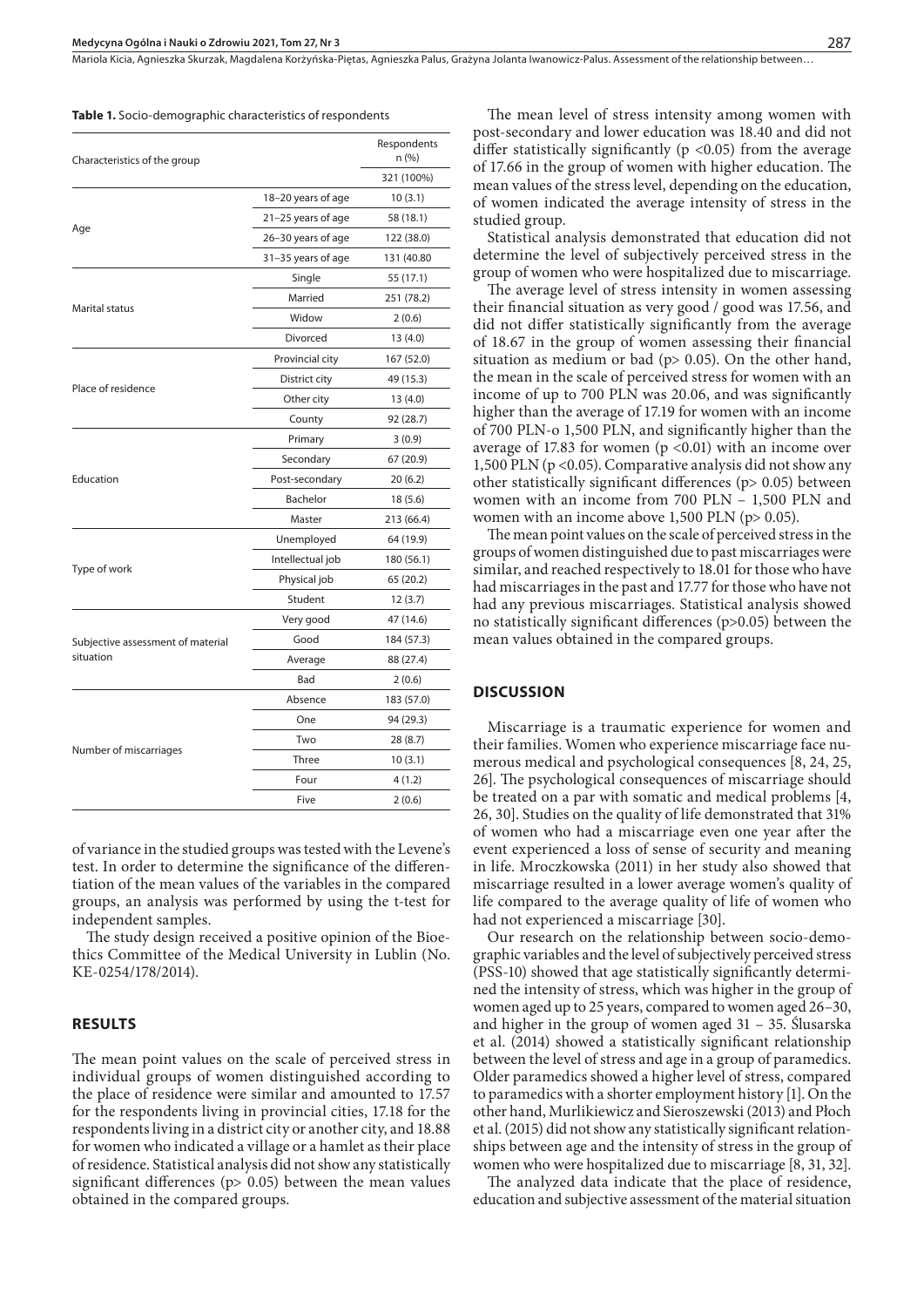**Table 1.** Socio-demographic characteristics of respondents

| Characteristics of the group | | Respondents n (%) |
|---|---|---|
| | | 321 (100%) |
| Age | 18–20 years of age | 10 (3.1) |
| | 21–25 years of age | 58 (18.1) |
| | 26–30 years of age | 122 (38.0) |
| | 31–35 years of age | 131 (40.80 |
| Marital status | Single | 55 (17.1) |
| | Married | 251 (78.2) |
| | Widow | 2 (0.6) |
| | Divorced | 13 (4.0) |
| Place of residence | Provincial city | 167 (52.0) |
| | District city | 49 (15.3) |
| | Other city | 13 (4.0) |
| | County | 92 (28.7) |
| Education | Primary | 3 (0.9) |
| | Secondary | 67 (20.9) |
| | Post-secondary | 20 (6.2) |
| | Bachelor | 18 (5.6) |
| | Master | 213 (66.4) |
| Type of work | Unemployed | 64 (19.9) |
| | Intellectual job | 180 (56.1) |
| | Physical job | 65 (20.2) |
| | Student | 12 (3.7) |
| Subjective assessment of material situation | Very good | 47 (14.6) |
| | Good | 184 (57.3) |
| | Average | 88 (27.4) |
| | Bad | 2 (0.6) |
| Number of miscarriages | Absence | 183 (57.0) |
| | One | 94 (29.3) |
| | Two | 28 (8.7) |
| | Three | 10 (3.1) |
| | Four | 4 (1.2) |
| | Five | 2 (0.6) |

of variance in the studied groups was tested with the Levene's test. In order to determine the significance of the differentiation of the mean values of the variables in the compared groups, an analysis was performed by using the t-test for independent samples.

The study design received a positive opinion of the Bioethics Committee of the Medical University in Lublin (No. KE-0254/178/2014).

## RESULTS

The mean point values on the scale of perceived stress in individual groups of women distinguished according to the place of residence were similar and amounted to 17.57 for the respondents living in provincial cities, 17.18 for the respondents living in a district city or another city, and 18.88 for women who indicated a village or a hamlet as their place of residence. Statistical analysis did not show any statistically significant differences ($p > 0.05$) between the mean values obtained in the compared groups.

The mean level of stress intensity among women with post-secondary and lower education was 18.40 and did not differ statistically significantly ($p < 0.05$) from the average of 17.66 in the group of women with higher education. The mean values of the stress level, depending on the education, of women indicated the average intensity of stress in the studied group.

Statistical analysis demonstrated that education did not determine the level of subjectively perceived stress in the group of women who were hospitalized due to miscarriage.

The average level of stress intensity in women assessing their financial situation as very good / good was 17.56, and did not differ statistically significantly from the average of 18.67 in the group of women assessing their financial situation as medium or bad ($p > 0.05$). On the other hand, the mean in the scale of perceived stress for women with an income of up to 700 PLN was 20.06, and was significantly higher than the average of 17.19 for women with an income of 700 PLN-o 1,500 PLN, and significantly higher than the average of 17.83 for women ($p < 0.01$) with an income over 1,500 PLN ($p < 0.05$). Comparative analysis did not show any other statistically significant differences ($p > 0.05$) between women with an income from 700 PLN – 1,500 PLN and women with an income above 1,500 PLN ($p > 0.05$).

The mean point values on the scale of perceived stress in the groups of women distinguished due to past miscarriages were similar, and reached respectively to 18.01 for those who have had miscarriages in the past and 17.77 for those who have not had any previous miscarriages. Statistical analysis showed no statistically significant differences ($p > 0.05$) between the mean values obtained in the compared groups.

## DISCUSSION

Miscarriage is a traumatic experience for women and their families. Women who experience miscarriage face numerous medical and psychological consequences [8, 24, 25, 26]. The psychological consequences of miscarriage should be treated on a par with somatic and medical problems [4, 26, 30]. Studies on the quality of life demonstrated that 31% of women who had a miscarriage even one year after the event experienced a loss of sense of security and meaning in life. Mroczkowska (2011) in her study also showed that miscarriage resulted in a lower average women's quality of life compared to the average quality of life of women who had not experienced a miscarriage [30].

Our research on the relationship between socio-demographic variables and the level of subjectively perceived stress (PSS-10) showed that age statistically significantly determined the intensity of stress, which was higher in the group of women aged up to 25 years, compared to women aged 26–30, and higher in the group of women aged 31 – 35. Ślusarska et al. (2014) showed a statistically significant relationship between the level of stress and age in a group of paramedics. Older paramedics showed a higher level of stress, compared to paramedics with a shorter employment history [1]. On the other hand, Murlikiewicz and Sieroszewski (2013) and Płoch et al. (2015) did not show any statistically significant relationships between age and the intensity of stress in the group of women who were hospitalized due to miscarriage [8, 31, 32].

The analyzed data indicate that the place of residence, education and subjective assessment of the material situation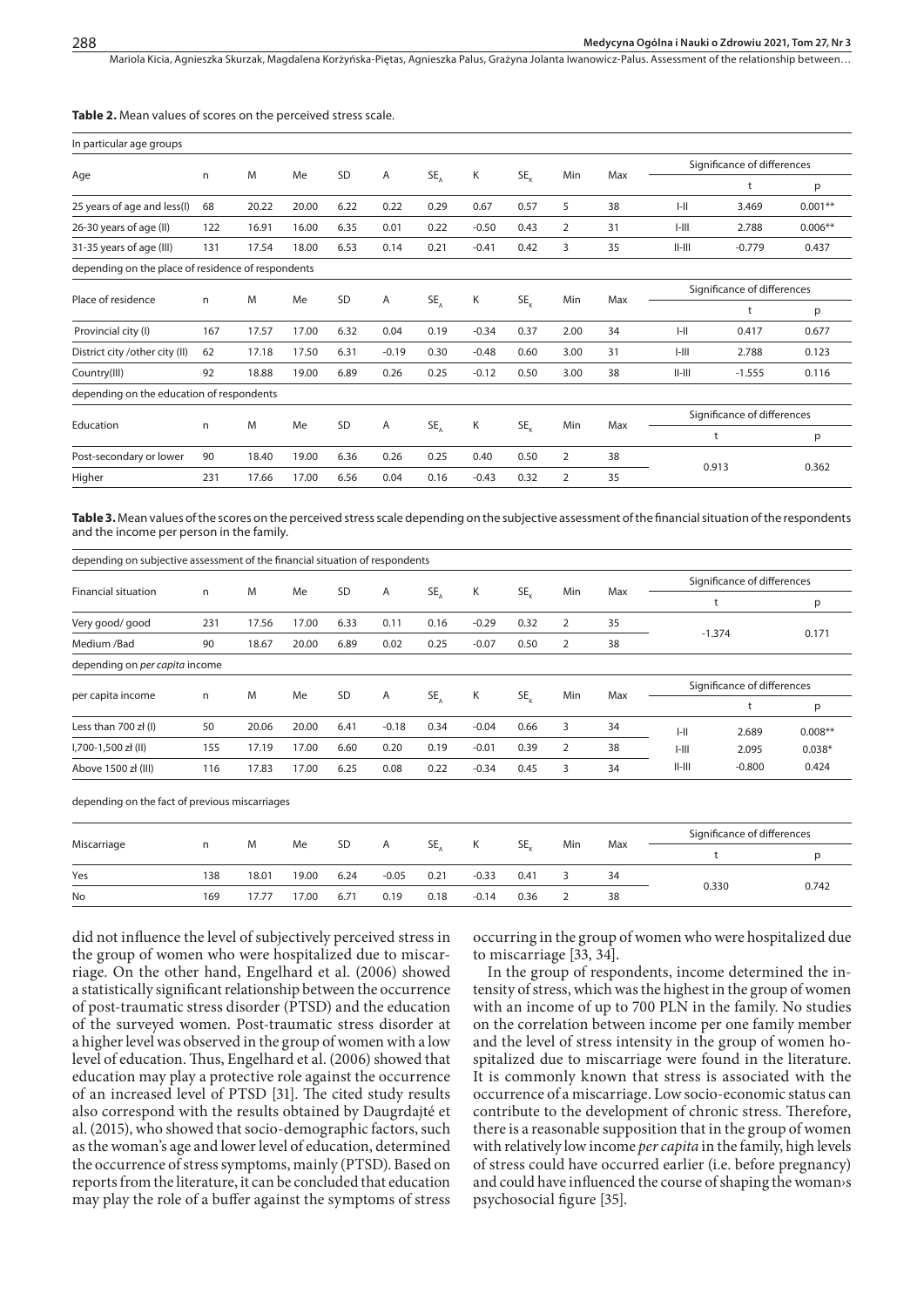**Table 2.** Mean values of scores on the perceived stress scale.

| In particular age groups | | | | | | | | | | | | | |
|---|---|---|---|---|---|---|---|---|---|---|---|---|---|
| Age | n | M | Me | SD | A | $SE_A$ | K | $SE_K$ | Min | Max | Significance of differences | | |
| | | | | | | | | | | | | t | p |
| 25 years of age and less(I) | 68 | 20.22 | 20.00 | 6.22 | 0.22 | 0.29 | 0.67 | 0.57 | 5 | 38 | I-II | 3.469 | 0.001** |
| 26-30 years of age (II) | 122 | 16.91 | 16.00 | 6.35 | 0.01 | 0.22 | -0.50 | 0.43 | 2 | 31 | I-III | 2.788 | 0.006** |
| 31-35 years of age (III) | 131 | 17.54 | 18.00 | 6.53 | 0.14 | 0.21 | -0.41 | 0.42 | 3 | 35 | II-III | -0.779 | 0.437 |
| depending on the place of residence of respondents | | | | | | | | | | | | | |
| Place of residence | n | M | Me | SD | A | $SE_A$ | K | $SE_K$ | Min | Max | Significance of differences | | |
| | | | | | | | | | | | | t | p |
| Provincial city (I) | 167 | 17.57 | 17.00 | 6.32 | 0.04 | 0.19 | -0.34 | 0.37 | 2.00 | 34 | I-II | 0.417 | 0.677 |
| District city /other city (II) | 62 | 17.18 | 17.50 | 6.31 | -0.19 | 0.30 | -0.48 | 0.60 | 3.00 | 31 | I-III | 2.788 | 0.123 |
| Country(III) | 92 | 18.88 | 19.00 | 6.89 | 0.26 | 0.25 | -0.12 | 0.50 | 3.00 | 38 | II-III | -1.555 | 0.116 |
| depending on the education of respondents | | | | | | | | | | | | | |
| Education | n | M | Me | SD | A | $SE_A$ | K | $SE_K$ | Min | Max | Significance of differences | | |
| | | | | | | | | | | | t | | p |
| Post-secondary or lower | 90 | 18.40 | 19.00 | 6.36 | 0.26 | 0.25 | 0.40 | 0.50 | 2 | 38 | 0.913 | | 0.362 |
| Higher | 231 | 17.66 | 17.00 | 6.56 | 0.04 | 0.16 | -0.43 | 0.32 | 2 | 35 | | | |

**Table 3.** Mean values of the scores on the perceived stress scale depending on the subjective assessment of the financial situation of the respondents and the income per person in the family.

| depending on subjective assessment of the financial situation of respondents | | | | | | | | | | | | | |
|---|---|---|---|---|---|---|---|---|---|---|---|---|---|
| Financial situation | n | M | Me | SD | A | $SE_A$ | K | $SE_K$ | Min | Max | Significance of differences | | |
| | | | | | | | | | | | t | | p |
| Very good/ good | 231 | 17.56 | 17.00 | 6.33 | 0.11 | 0.16 | -0.29 | 0.32 | 2 | 35 | -1.374 | | 0.171 |
| Medium /Bad | 90 | 18.67 | 20.00 | 6.89 | 0.02 | 0.25 | -0.07 | 0.50 | 2 | 38 | | | |
| depending on *per capita* income | | | | | | | | | | | | | |
| per capita income | n | M | Me | SD | A | $SE_A$ | K | $SE_K$ | Min | Max | Significance of differences | | |
| | | | | | | | | | | | | t | p |
| Less than 700 zł (I) | 50 | 20.06 | 20.00 | 6.41 | -0.18 | 0.34 | -0.04 | 0.66 | 3 | 34 | I-II | 2.689 | 0.008** |
| I,700-1,500 zł (II) | 155 | 17.19 | 17.00 | 6.60 | 0.20 | 0.19 | -0.01 | 0.39 | 2 | 38 | I-III | 2.095 | 0.038* |
| Above 1500 zł (III) | 116 | 17.83 | 17.00 | 6.25 | 0.08 | 0.22 | -0.34 | 0.45 | 3 | 34 | II-III | -0.800 | 0.424 |
| depending on the fact of previous miscarriages | | | | | | | | | | | | | |
| Miscarriage | n | M | Me | SD | A | $SE_A$ | K | $SE_K$ | Min | Max | Significance of differences | | |
| | | | | | | | | | | | t | | p |
| Yes | 138 | 18.01 | 19.00 | 6.24 | -0.05 | 0.21 | -0.33 | 0.41 | 3 | 34 | 0.330 | | 0.742 |
| No | 169 | 17.77 | 17.00 | 6.71 | 0.19 | 0.18 | -0.14 | 0.36 | 2 | 38 | | | |

did not influence the level of subjectively perceived stress in the group of women who were hospitalized due to miscarriage. On the other hand, Engelhard et al. (2006) showed a statistically significant relationship between the occurrence of post-traumatic stress disorder (PTSD) and the education of the surveyed women. Post-traumatic stress disorder at a higher level was observed in the group of women with a low level of education. Thus, Engelhard et al. (2006) showed that education may play a protective role against the occurrence of an increased level of PTSD [31]. The cited study results also correspond with the results obtained by Daugrdajté et al. (2015), who showed that socio-demographic factors, such as the woman's age and lower level of education, determined the occurrence of stress symptoms, mainly (PTSD). Based on reports from the literature, it can be concluded that education may play the role of a buffer against the symptoms of stress occurring in the group of women who were hospitalized due to miscarriage [33, 34].

In the group of respondents, income determined the intensity of stress, which was the highest in the group of women with an income of up to 700 PLN in the family. No studies on the correlation between income per one family member and the level of stress intensity in the group of women hospitalized due to miscarriage were found in the literature. It is commonly known that stress is associated with the occurrence of a miscarriage. Low socio-economic status can contribute to the development of chronic stress. Therefore, there is a reasonable supposition that in the group of women with relatively low income *per capita* in the family, high levels of stress could have occurred earlier (i.e. before pregnancy) and could have influenced the course of shaping the woman›s psychosocial figure [35].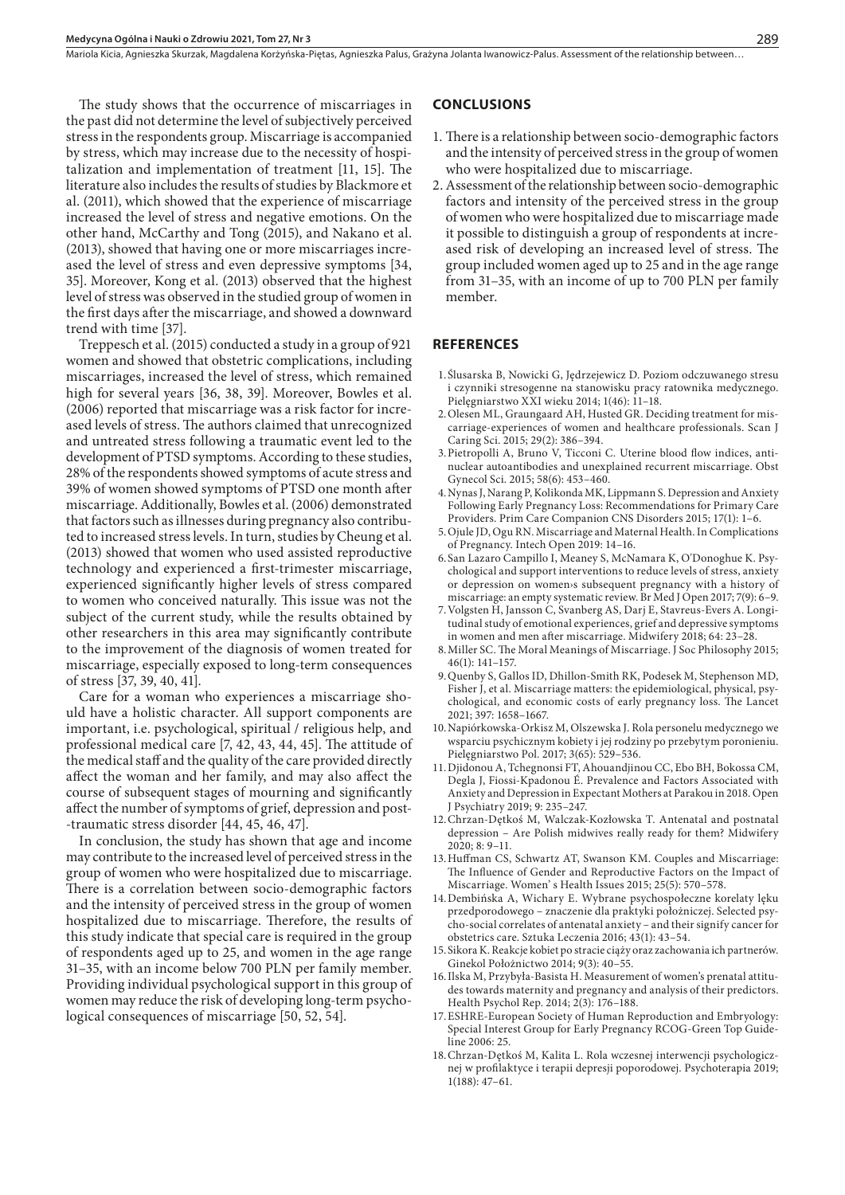The study shows that the occurrence of miscarriages in the past did not determine the level of subjectively perceived stress in the respondents group. Miscarriage is accompanied by stress, which may increase due to the necessity of hospitalization and implementation of treatment [11, 15]. The literature also includes the results of studies by Blackmore et al. (2011), which showed that the experience of miscarriage increased the level of stress and negative emotions. On the other hand, McCarthy and Tong (2015), and Nakano et al. (2013), showed that having one or more miscarriages increased the level of stress and even depressive symptoms [34, 35]. Moreover, Kong et al. (2013) observed that the highest level of stress was observed in the studied group of women in the first days after the miscarriage, and showed a downward trend with time [37].

Treppesch et al. (2015) conducted a study in a group of 921 women and showed that obstetric complications, including miscarriages, increased the level of stress, which remained high for several years [36, 38, 39]. Moreover, Bowles et al. (2006) reported that miscarriage was a risk factor for increased levels of stress. The authors claimed that unrecognized and untreated stress following a traumatic event led to the development of PTSD symptoms. According to these studies, 28% of the respondents showed symptoms of acute stress and 39% of women showed symptoms of PTSD one month after miscarriage. Additionally, Bowles et al. (2006) demonstrated that factors such as illnesses during pregnancy also contributed to increased stress levels. In turn, studies by Cheung et al. (2013) showed that women who used assisted reproductive technology and experienced a first-trimester miscarriage, experienced significantly higher levels of stress compared to women who conceived naturally. This issue was not the subject of the current study, while the results obtained by other researchers in this area may significantly contribute to the improvement of the diagnosis of women treated for miscarriage, especially exposed to long-term consequences of stress [37, 39, 40, 41].

Care for a woman who experiences a miscarriage should have a holistic character. All support components are important, i.e. psychological, spiritual / religious help, and professional medical care [7, 42, 43, 44, 45]. The attitude of the medical staff and the quality of the care provided directly affect the woman and her family, and may also affect the course of subsequent stages of mourning and significantly affect the number of symptoms of grief, depression and post-traumatic stress disorder [44, 45, 46, 47].

In conclusion, the study has shown that age and income may contribute to the increased level of perceived stress in the group of women who were hospitalized due to miscarriage. There is a correlation between socio-demographic factors and the intensity of perceived stress in the group of women hospitalized due to miscarriage. Therefore, the results of this study indicate that special care is required in the group of respondents aged up to 25, and women in the age range 31–35, with an income below 700 PLN per family member. Providing individual psychological support in this group of women may reduce the risk of developing long-term psychological consequences of miscarriage [50, 52, 54].

## CONCLUSIONS

1. There is a relationship between socio-demographic factors and the intensity of perceived stress in the group of women who were hospitalized due to miscarriage.
2. Assessment of the relationship between socio-demographic factors and intensity of the perceived stress in the group of women who were hospitalized due to miscarriage made it possible to distinguish a group of respondents at increased risk of developing an increased level of stress. The group included women aged up to 25 and in the age range from 31–35, with an income of up to 700 PLN per family member.

## REFERENCES

1. Ślusarska B, Nowicki G, Jędrzejewicz D. Poziom odczuwanego stresu i czynniki stresogenne na stanowisku pracy ratownika medycznego. Pielęgniarstwo XXI wieku 2014; 1(46): 11–18.
2. Olesen ML, Graungaard AH, Husted GR. Deciding treatment for miscarriage-experiences of women and healthcare professionals. Scan J Caring Sci. 2015; 29(2): 386–394.
3. Pietropolli A, Bruno V, Ticconi C. Uterine blood flow indices, antinuclear autoantibodies and unexplained recurrent miscarriage. Obst Gynecol Sci. 2015; 58(6): 453–460.
4. Nynas J, Narang P, Kolikonda MK, Lippmann S. Depression and Anxiety Following Early Pregnancy Loss: Recommendations for Primary Care Providers. Prim Care Companion CNS Disorders 2015; 17(1): 1–6.
5. Ojule JD, Ogu RN. Miscarriage and Maternal Health. In Complications of Pregnancy. Intech Open 2019: 14–16.
6. San Lazaro Campillo I, Meaney S, McNamara K, O'Donoghue K. Psychological and support interventions to reduce levels of stress, anxiety or depression on women›s subsequent pregnancy with a history of miscarriage: an empty systematic review. Br Med J Open 2017; 7(9): 6–9.
7. Volgsten H, Jansson C, Svanberg AS, Darj E, Stavreus-Evers A. Longitudinal study of emotional experiences, grief and depressive symptoms in women and men after miscarriage. Midwifery 2018; 64: 23–28.
8. Miller SC. The Moral Meanings of Miscarriage. J Soc Philosophy 2015; 46(1): 141–157.
9. Quenby S, Gallos ID, Dhillon-Smith RK, Podesek M, Stephenson MD, Fisher J, et al. Miscarriage matters: the epidemiological, physical, psychological, and economic costs of early pregnancy loss. The Lancet 2021; 397: 1658–1667.
10. Napiórkowska-Orkisz M, Olszewska J. Rola personelu medycznego we wsparciu psychicznym kobiety i jej rodziny po przebytym poronieniu. Pielęgniarstwo Pol. 2017; 3(65): 529–536.
11. Djidonou A, Tchegnonsi FT, Ahouandjinou CC, Ebo BH, Bokossa CM, Degla J, Fiossi-Kpadonou É. Prevalence and Factors Associated with Anxiety and Depression in Expectant Mothers at Parakou in 2018. Open J Psychiatry 2019; 9: 235–247.
12. Chrzan-Dętkoś M, Walczak-Kozłowska T. Antenatal and postnatal depression – Are Polish midwives really ready for them? Midwifery 2020; 8: 9–11.
13. Huffman CS, Schwartz AT, Swanson KM. Couples and Miscarriage: The Influence of Gender and Reproductive Factors on the Impact of Miscarriage. Women' s Health Issues 2015; 25(5): 570–578.
14. Dembińska A, Wichary E. Wybrane psychospołeczne korelaty lęku przedporodowego – znaczenie dla praktyki położniczej. Selected psycho-social correlates of antenatal anxiety – and their signify cancer for obstetrics care. Sztuka Leczenia 2016; 43(1): 43–54.
15. Sikora K. Reakcje kobiet po stracie ciąży oraz zachowania ich partnerów. Ginekol Położnictwo 2014; 9(3): 40–55.
16. Ilska M, Przybyła-Basista H. Measurement of women's prenatal attitudes towards maternity and pregnancy and analysis of their predictors. Health Psychol Rep. 2014; 2(3): 176–188.
17. ESHRE-European Society of Human Reproduction and Embryology: Special Interest Group for Early Pregnancy RCOG-Green Top Guideline 2006: 25.
18. Chrzan-Dętkoś M, Kalita L. Rola wczesnej interwencji psychologicznej w profilaktyce i terapii depresji poporodowej. Psychoterapia 2019; 1(188): 47–61.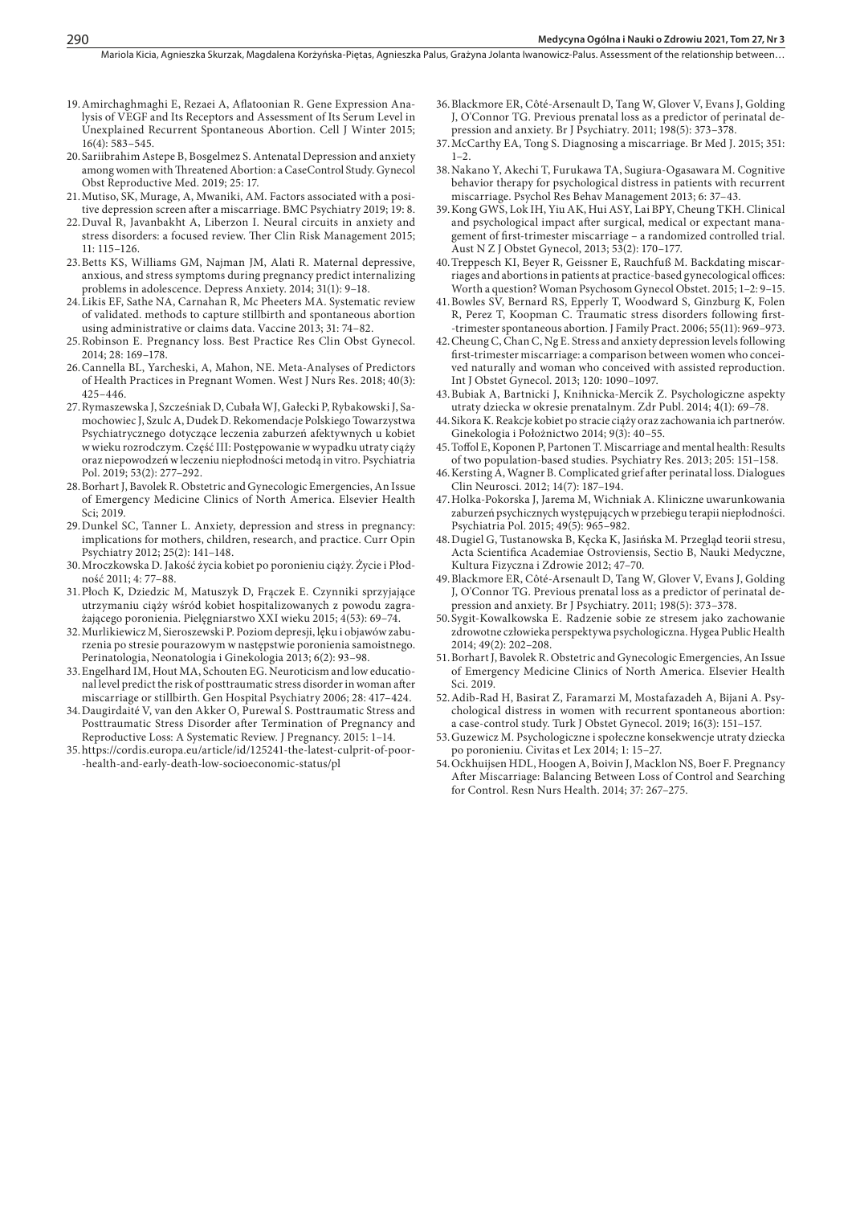19. Amirchaghmaghi E, Rezaei A, Aflatoonian R. Gene Expression Analysis of VEGF and Its Receptors and Assessment of Its Serum Level in Unexplained Recurrent Spontaneous Abortion. Cell J Winter 2015; 16(4): 583–545.
20. Sariibrahim Astepe B, Bosgelmez S. Antenatal Depression and anxiety among women with Threatened Abortion: a CaseControl Study. Gynecol Obst Reproductive Med. 2019; 25: 17.
21. Mutiso, SK, Murage, A, Mwaniki, AM. Factors associated with a positive depression screen after a miscarriage. BMC Psychiatry 2019; 19: 8.
22. Duval R, Javanbakht A, Liberzon I. Neural circuits in anxiety and stress disorders: a focused review. Ther Clin Risk Management 2015; 11: 115–126.
23. Betts KS, Williams GM, Najman JM, Alati R. Maternal depressive, anxious, and stress symptoms during pregnancy predict internalizing problems in adolescence. Depress Anxiety. 2014; 31(1): 9–18.
24. Likis EF, Sathe NA, Carnahan R, Mc Pheeters MA. Systematic review of validated. methods to capture stillbirth and spontaneous abortion using administrative or claims data. Vaccine 2013; 31: 74–82.
25. Robinson E. Pregnancy loss. Best Practice Res Clin Obst Gynecol. 2014; 28: 169–178.
26. Cannella BL, Yarcheski, A, Mahon, NE. Meta-Analyses of Predictors of Health Practices in Pregnant Women. West J Nurs Res. 2018; 40(3): 425–446.
27. Rymaszewska J, Szcześniak D, Cubała WJ, Gałecki P, Rybakowski J, Samochowiec J, Szulc A, Dudek D. Rekomendacje Polskiego Towarzystwa Psychiatrycznego dotyczące leczenia zaburzeń afektywnych u kobiet w wieku rozrodczym. Część III: Postępowanie w wypadku utraty ciąży oraz niepowodzeń w leczeniu niepłodności metodą in vitro. Psychiatria Pol. 2019; 53(2): 277–292.
28. Borhart J, Bavolek R. Obstetric and Gynecologic Emergencies, An Issue of Emergency Medicine Clinics of North America. Elsevier Health Sci; 2019.
29. Dunkel SC, Tanner L. Anxiety, depression and stress in pregnancy: implications for mothers, children, research, and practice. Curr Opin Psychiatry 2012; 25(2): 141–148.
30. Mroczkowska D. Jakość życia kobiet po poronieniu ciąży. Życie i Płodność 2011; 4: 77–88.
31. Płoch K, Dziedzic M, Matuszyk D, Frączek E. Czynniki sprzyjające utrzymaniu ciąży wśród kobiet hospitalizowanych z powodu zagrażającego poronienia. Pielęgniarstwo XXI wieku 2015; 4(53): 69–74.
32. Murlikiewicz M, Sieroszewski P. Poziom depresji, lęku i objawów zaburzenia po stresie pourazowym w następstwie poronienia samoistnego. Perinatologia, Neonatologia i Ginekologia 2013; 6(2): 93–98.
33. Engelhard IM, Hout MA, Schouten EG. Neuroticism and low educational level predict the risk of posttraumatic stress disorder in woman after miscarriage or stillbirth. Gen Hospital Psychiatry 2006; 28: 417–424.
34. Daugirdaitė V, van den Akker O, Purewal S. Posttraumatic Stress and Posttraumatic Stress Disorder after Termination of Pregnancy and Reproductive Loss: A Systematic Review. J Pregnancy. 2015: 1–14.
35. https://cordis.europa.eu/article/id/125241-the-latest-culprit-of-poor--health-and-early-death-low-socioeconomic-status/pl
36. Blackmore ER, Côté-Arsenault D, Tang W, Glover V, Evans J, Golding J, O'Connor TG. Previous prenatal loss as a predictor of perinatal depression and anxiety. Br J Psychiatry. 2011; 198(5): 373–378.
37. McCarthy EA, Tong S. Diagnosing a miscarriage. Br Med J. 2015; 351: 1–2.
38. Nakano Y, Akechi T, Furukawa TA, Sugiura-Ogasawara M. Cognitive behavior therapy for psychological distress in patients with recurrent miscarriage. Psychol Res Behav Management 2013; 6: 37–43.
39. Kong GWS, Lok IH, Yiu AK, Hui ASY, Lai BPY, Cheung TKH. Clinical and psychological impact after surgical, medical or expectant management of first-trimester miscarriage – a randomized controlled trial. Aust N Z J Obstet Gynecol, 2013; 53(2): 170–177.
40. Treppesch KI, Beyer R, Geissner E, Rauchfuß M. Backdating miscarriages and abortions in patients at practice-based gynecological offices: Worth a question? Woman Psychosom Gynecol Obstet. 2015; 1–2: 9–15.
41. Bowles SV, Bernard RS, Epperly T, Woodward S, Ginzburg K, Folen R, Perez T, Koopman C. Traumatic stress disorders following first--trimester spontaneous abortion. J Family Pract. 2006; 55(11): 969–973.
42. Cheung C, Chan C, Ng E. Stress and anxiety depression levels following first-trimester miscarriage: a comparison between women who conceived naturally and woman who conceived with assisted reproduction. Int J Obstet Gynecol. 2013; 120: 1090–1097.
43. Bubiak A, Bartnicki J, Knihnicka-Mercik Z. Psychologiczne aspekty utraty dziecka w okresie prenatalnym. Zdr Publ. 2014; 4(1): 69–78.
44. Sikora K. Reakcje kobiet po stracie ciąży oraz zachowania ich partnerów. Ginekologia i Położnictwo 2014; 9(3): 40–55.
45. Toffol E, Koponen P, Partonen T. Miscarriage and mental health: Results of two population-based studies. Psychiatry Res. 2013; 205: 151–158.
46. Kersting A, Wagner B. Complicated grief after perinatal loss. Dialogues Clin Neurosci. 2012; 14(7): 187–194.
47. Holka-Pokorska J, Jarema M, Wichniak A. Kliniczne uwarunkowania zaburzeń psychicznych występujących w przebiegu terapii niepłodności. Psychiatria Pol. 2015; 49(5): 965–982.
48. Dugiel G, Tustanowska B, Kęcka K, Jasińska M. Przegląd teorii stresu, Acta Scientifica Academiae Ostroviensis, Sectio B, Nauki Medyczne, Kultura Fizyczna i Zdrowie 2012; 47–70.
49. Blackmore ER, Côté-Arsenault D, Tang W, Glover V, Evans J, Golding J, O'Connor TG. Previous prenatal loss as a predictor of perinatal depression and anxiety. Br J Psychiatry. 2011; 198(5): 373–378.
50. Sygit-Kowalkowska E. Radzenie sobie ze stresem jako zachowanie zdrowotne człowieka perspektywa psychologiczna. Hygea Public Health 2014; 49(2): 202–208.
51. Borhart J, Bavolek R. Obstetric and Gynecologic Emergencies, An Issue of Emergency Medicine Clinics of North America. Elsevier Health Sci. 2019.
52. Adib-Rad H, Basirat Z, Faramarzi M, Mostafazadeh A, Bijani A. Psychological distress in women with recurrent spontaneous abortion: a case-control study. Turk J Obstet Gynecol. 2019; 16(3): 151–157.
53. Guzewicz M. Psychologiczne i społeczne konsekwencje utraty dziecka po poronieniu. Civitas et Lex 2014; 1: 15–27.
54. Ockhuijsen HDL, Hoogen A, Boivin J, Macklon NS, Boer F. Pregnancy After Miscarriage: Balancing Between Loss of Control and Searching for Control. Resn Nurs Health. 2014; 37: 267–275.